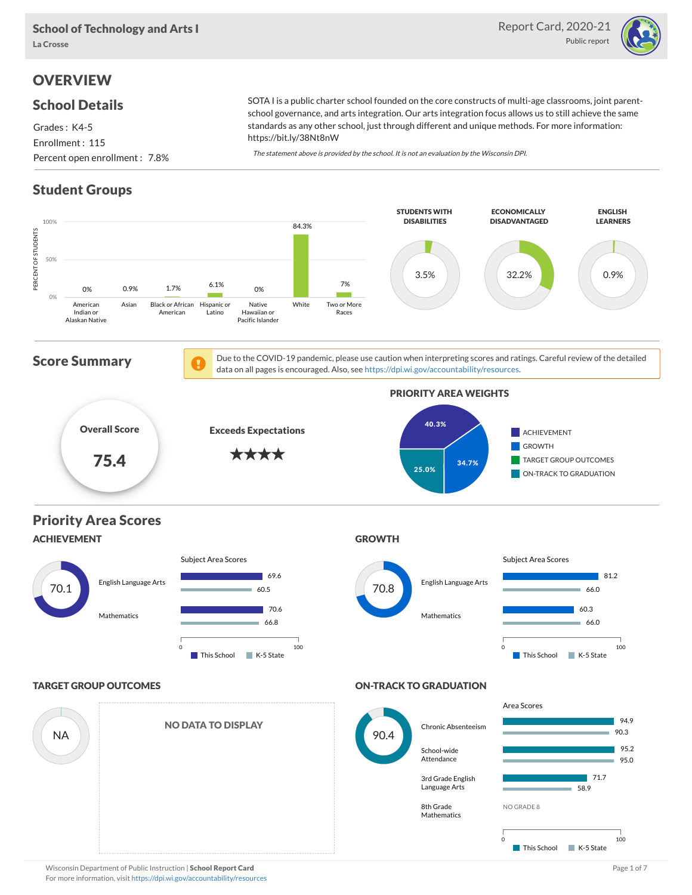# School of Technology and Arts I

La Crosse

Report Card, 2020-21
Public report

## OVERVIEW

### School Details

Grades : K4-5
Enrollment : 115
Percent open enrollment : 7.8%

SOTA I is a public charter school founded on the core constructs of multi-age classrooms, joint parent-school governance, and arts integration. Our arts integration focus allows us to still achieve the same standards as any other school, just through different and unique methods. For more information: https://bit.ly/38Nt8nW

*The statement above is provided by the school. It is not an evaluation by the Wisconsin DPI.*

### Student Groups

| Student Group | Percent of Students |
|---|---|
| American Indian or Alaskan Native | 0% |
| Asian | 0.9% |
| Black or African American | 1.7% |
| Hispanic or Latino | 6.1% |
| Native Hawaiian or Pacific Islander | 0% |
| White | 84.3% |
| Two or More Races | 7% |

| Students with Disabilities | Economically Disadvantaged | English Learners |
|---|---|---|
| 3.5% | 32.2% | 0.9% |

### Score Summary

Due to the COVID-19 pandemic, please use caution when interpreting scores and ratings. Careful review of the detailed data on all pages is encouraged. Also, see https://dpi.wi.gov/accountability/resources.

**Overall Score:** 75.4

**Exceeds Expectations** ★★★★

**PRIORITY AREA WEIGHTS**

| Priority Area | Weight |
|---|---|
| Achievement | 40.3% |
| Growth | 34.7% |
| Target Group Outcomes | |
| On-Track to Graduation | 25.0% |

## Priority Area Scores

### ACHIEVEMENT

Score: 70.1

| Subject Area Scores | This School | K-5 State |
|---|---|---|
| English Language Arts | 69.6 | 60.5 |
| Mathematics | 70.6 | 66.8 |

### GROWTH

Score: 70.8

| Subject Area Scores | This School | K-5 State |
|---|---|---|
| English Language Arts | 81.2 | 66.0 |
| Mathematics | 60.3 | 66.0 |

### TARGET GROUP OUTCOMES

Score: NA

NO DATA TO DISPLAY

### ON-TRACK TO GRADUATION

Score: 90.4

| Area Scores | This School | K-5 State |
|---|---|---|
| Chronic Absenteeism | 94.9 | 90.3 |
| School-wide Attendance | 95.2 | 95.0 |
| 3rd Grade English Language Arts | 71.7 | 58.9 |
| 8th Grade Mathematics | NO GRADE 8 | |

Wisconsin Department of Public Instruction | **School Report Card**
For more information, visit https://dpi.wi.gov/accountability/resources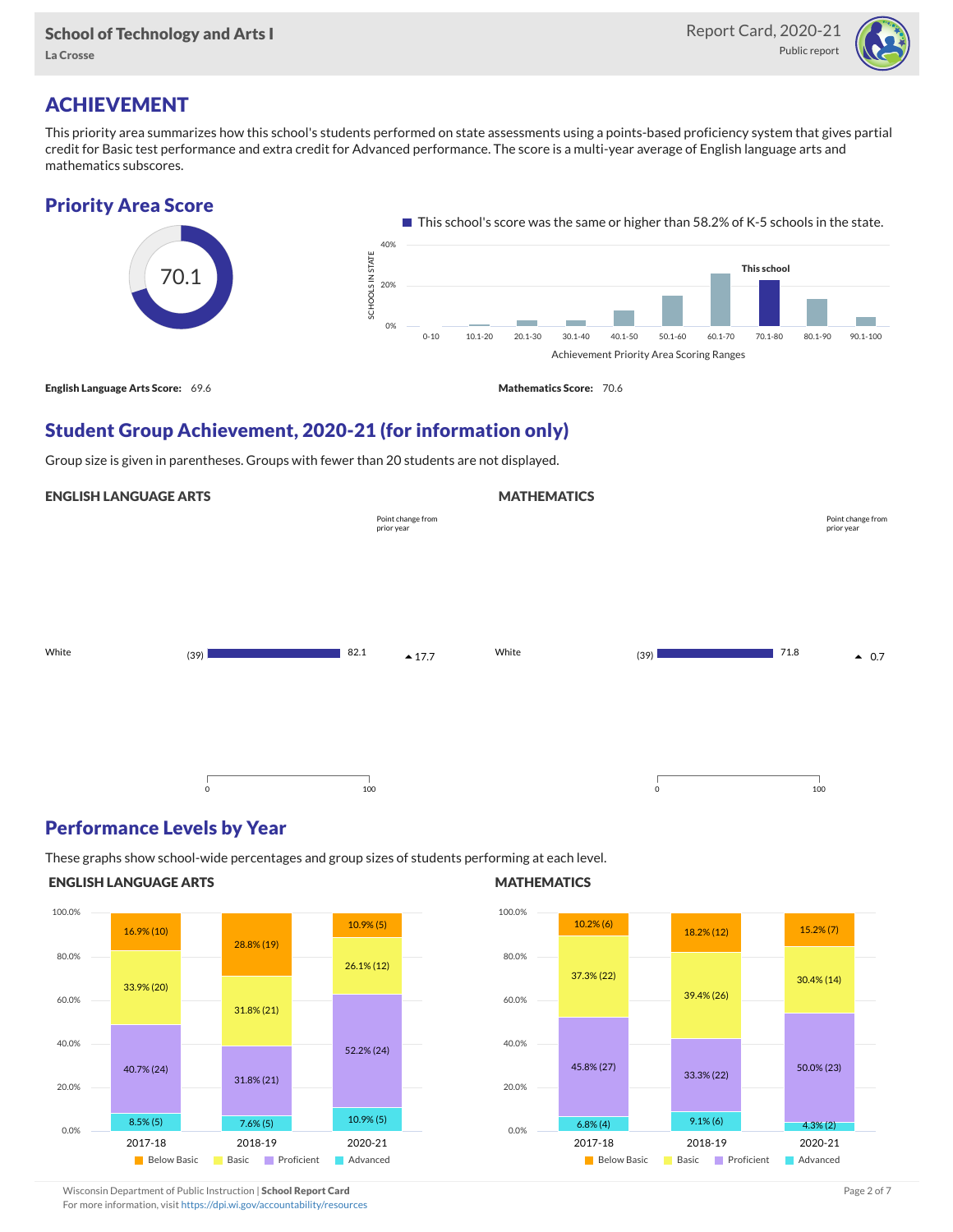# ACHIEVEMENT

This priority area summarizes how this school's students performed on state assessments using a points-based proficiency system that gives partial credit for Basic test performance and extra credit for Advanced performance. The score is a multi-year average of English language arts and mathematics subscores.

## Priority Area Score

70.1

This school's score was the same or higher than 58.2% of K-5 schools in the state.

**English Language Arts Score:** 69.6

**Mathematics Score:** 70.6

## Student Group Achievement, 2020-21 (for information only)

Group size is given in parentheses. Groups with fewer than 20 students are not displayed.

### ENGLISH LANGUAGE ARTS

| Group | Size | Score | Point change from prior year |
|---|---|---|---|
| White | (39) | 82.1 | ▲17.7 |

### MATHEMATICS

| Group | Size | Score | Point change from prior year |
|---|---|---|---|
| White | (39) | 71.8 | ▲ 0.7 |

## Performance Levels by Year

These graphs show school-wide percentages and group sizes of students performing at each level.

### ENGLISH LANGUAGE ARTS

| Level | 2017-18 | 2018-19 | 2020-21 |
|---|---|---|---|
| Below Basic | 16.9% (10) | 28.8% (19) | 10.9% (5) |
| Basic | 33.9% (20) | 31.8% (21) | 26.1% (12) |
| Proficient | 40.7% (24) | 31.8% (21) | 52.2% (24) |
| Advanced | 8.5% (5) | 7.6% (5) | 10.9% (5) |

### MATHEMATICS

| Level | 2017-18 | 2018-19 | 2020-21 |
|---|---|---|---|
| Below Basic | 10.2% (6) | 18.2% (12) | 15.2% (7) |
| Basic | 37.3% (22) | 39.4% (26) | 30.4% (14) |
| Proficient | 45.8% (27) | 33.3% (22) | 50.0% (23) |
| Advanced | 6.8% (4) | 9.1% (6) | 4.3% (2) |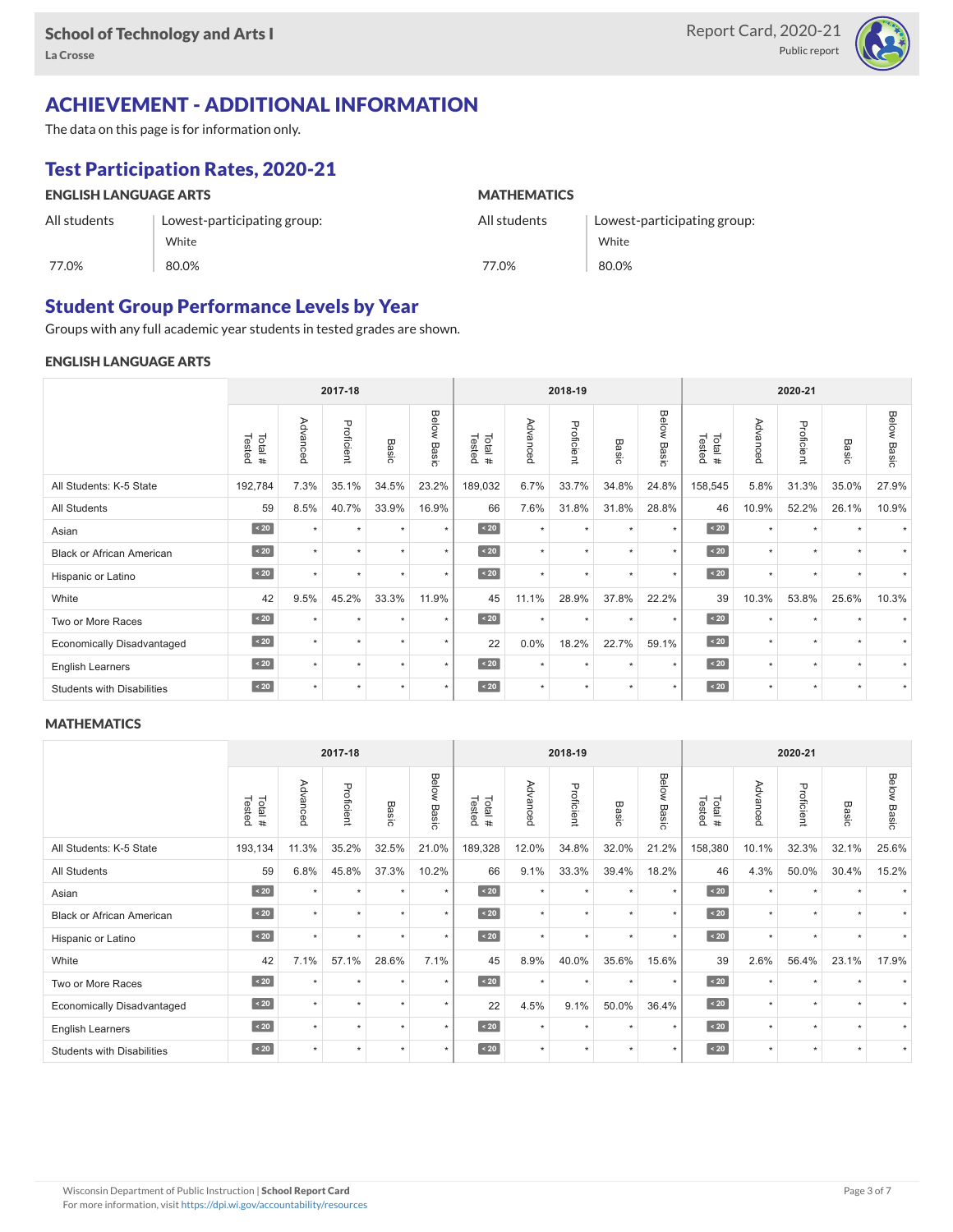## ACHIEVEMENT - ADDITIONAL INFORMATION

The data on this page is for information only.

### Test Participation Rates, 2020-21

**ENGLISH LANGUAGE ARTS**

| All students | Lowest-participating group: White |
|---|---|
| 77.0% | 80.0% |

**MATHEMATICS**

| All students | Lowest-participating group: White |
|---|---|
| 77.0% | 80.0% |

### Student Group Performance Levels by Year

Groups with any full academic year students in tested grades are shown.

**ENGLISH LANGUAGE ARTS**

| | 2017-18 | | | | | 2018-19 | | | | | 2020-21 | | | | |
|---|---|---|---|---|---|---|---|---|---|---|---|---|---|---|---|
| | Total # Tested | Advanced | Proficient | Basic | Below Basic | Total # Tested | Advanced | Proficient | Basic | Below Basic | Total # Tested | Advanced | Proficient | Basic | Below Basic |
| All Students: K-5 State | 192,784 | 7.3% | 35.1% | 34.5% | 23.2% | 189,032 | 6.7% | 33.7% | 34.8% | 24.8% | 158,545 | 5.8% | 31.3% | 35.0% | 27.9% |
| All Students | 59 | 8.5% | 40.7% | 33.9% | 16.9% | 66 | 7.6% | 31.8% | 31.8% | 28.8% | 46 | 10.9% | 52.2% | 26.1% | 10.9% |
| Asian | < 20 | * | * | * | * | < 20 | * | * | * | * | < 20 | * | * | * | * |
| Black or African American | < 20 | * | * | * | * | < 20 | * | * | * | * | < 20 | * | * | * | * |
| Hispanic or Latino | < 20 | * | * | * | * | < 20 | * | * | * | * | < 20 | * | * | * | * |
| White | 42 | 9.5% | 45.2% | 33.3% | 11.9% | 45 | 11.1% | 28.9% | 37.8% | 22.2% | 39 | 10.3% | 53.8% | 25.6% | 10.3% |
| Two or More Races | < 20 | * | * | * | * | < 20 | * | * | * | * | < 20 | * | * | * | * |
| Economically Disadvantaged | < 20 | * | * | * | * | 22 | 0.0% | 18.2% | 22.7% | 59.1% | < 20 | * | * | * | * |
| English Learners | < 20 | * | * | * | * | < 20 | * | * | * | * | < 20 | * | * | * | * |
| Students with Disabilities | < 20 | * | * | * | * | < 20 | * | * | * | * | < 20 | * | * | * | * |

**MATHEMATICS**

| | 2017-18 | | | | | 2018-19 | | | | | 2020-21 | | | | |
|---|---|---|---|---|---|---|---|---|---|---|---|---|---|---|---|
| | Total # Tested | Advanced | Proficient | Basic | Below Basic | Total # Tested | Advanced | Proficient | Basic | Below Basic | Total # Tested | Advanced | Proficient | Basic | Below Basic |
| All Students: K-5 State | 193,134 | 11.3% | 35.2% | 32.5% | 21.0% | 189,328 | 12.0% | 34.8% | 32.0% | 21.2% | 158,380 | 10.1% | 32.3% | 32.1% | 25.6% |
| All Students | 59 | 6.8% | 45.8% | 37.3% | 10.2% | 66 | 9.1% | 33.3% | 39.4% | 18.2% | 46 | 4.3% | 50.0% | 30.4% | 15.2% |
| Asian | < 20 | * | * | * | * | < 20 | * | * | * | * | < 20 | * | * | * | * |
| Black or African American | < 20 | * | * | * | * | < 20 | * | * | * | * | < 20 | * | * | * | * |
| Hispanic or Latino | < 20 | * | * | * | * | < 20 | * | * | * | * | < 20 | * | * | * | * |
| White | 42 | 7.1% | 57.1% | 28.6% | 7.1% | 45 | 8.9% | 40.0% | 35.6% | 15.6% | 39 | 2.6% | 56.4% | 23.1% | 17.9% |
| Two or More Races | < 20 | * | * | * | * | < 20 | * | * | * | * | < 20 | * | * | * | * |
| Economically Disadvantaged | < 20 | * | * | * | * | 22 | 4.5% | 9.1% | 50.0% | 36.4% | < 20 | * | * | * | * |
| English Learners | < 20 | * | * | * | * | < 20 | * | * | * | * | < 20 | * | * | * | * |
| Students with Disabilities | < 20 | * | * | * | * | < 20 | * | * | * | * | < 20 | * | * | * | * |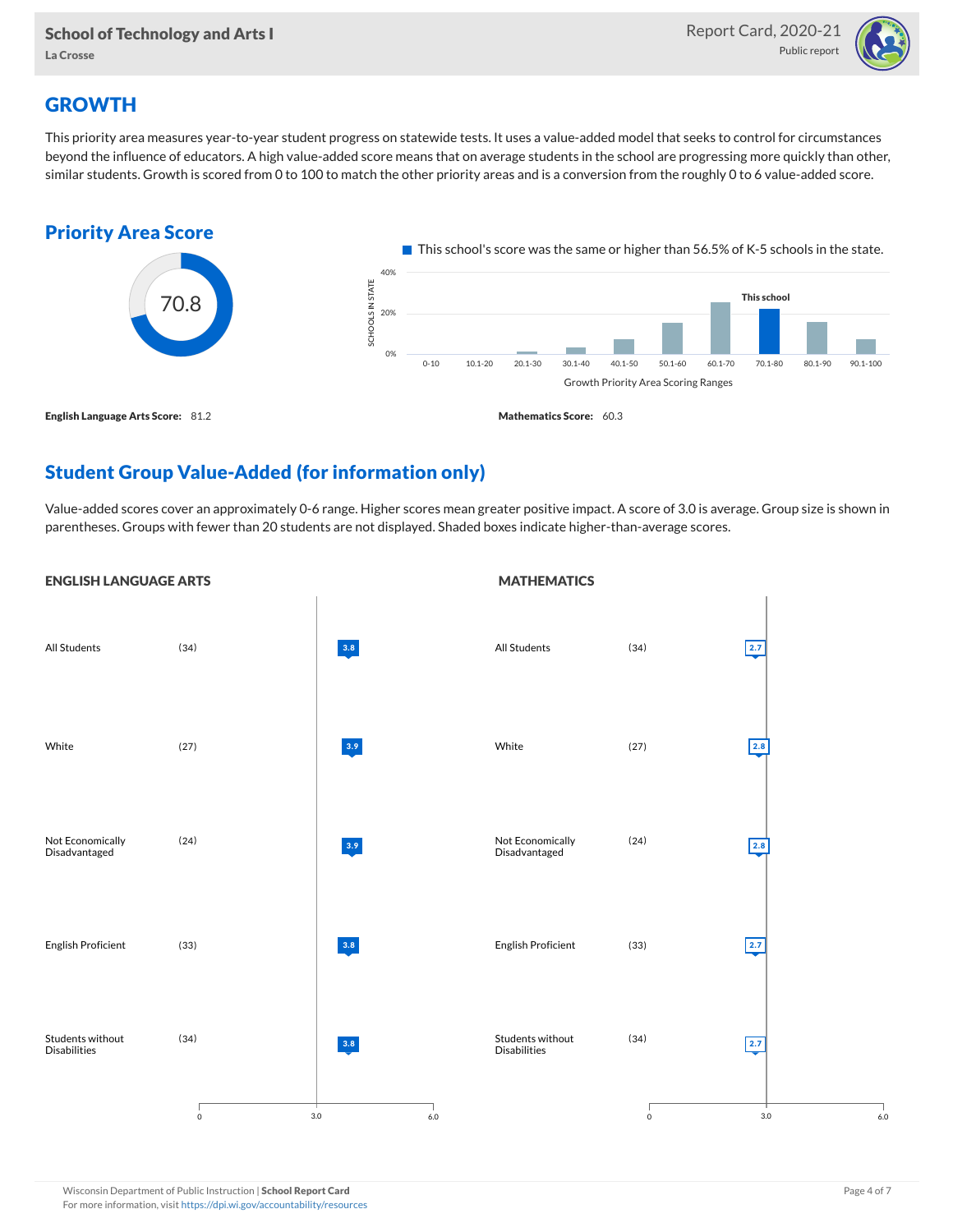## GROWTH

This priority area measures year-to-year student progress on statewide tests. It uses a value-added model that seeks to control for circumstances beyond the influence of educators. A high value-added score means that on average students in the school are progressing more quickly than other, similar students. Growth is scored from 0 to 100 to match the other priority areas and is a conversion from the roughly 0 to 6 value-added score.

### Priority Area Score

70.8

This school's score was the same or higher than 56.5% of K-5 schools in the state.

**English Language Arts Score:** 81.2

**Mathematics Score:** 60.3

### Student Group Value-Added (for information only)

Value-added scores cover an approximately 0-6 range. Higher scores mean greater positive impact. A score of 3.0 is average. Group size is shown in parentheses. Groups with fewer than 20 students are not displayed. Shaded boxes indicate higher-than-average scores.

#### ENGLISH LANGUAGE ARTS

| Group | Size | Score |
| --- | --- | --- |
| All Students | (34) | 3.8 |
| White | (27) | 3.9 |
| Not Economically Disadvantaged | (24) | 3.9 |
| English Proficient | (33) | 3.8 |
| Students without Disabilities | (34) | 3.8 |

#### MATHEMATICS

| Group | Size | Score |
| --- | --- | --- |
| All Students | (34) | 2.7 |
| White | (27) | 2.8 |
| Not Economically Disadvantaged | (24) | 2.8 |
| English Proficient | (33) | 2.7 |
| Students without Disabilities | (34) | 2.7 |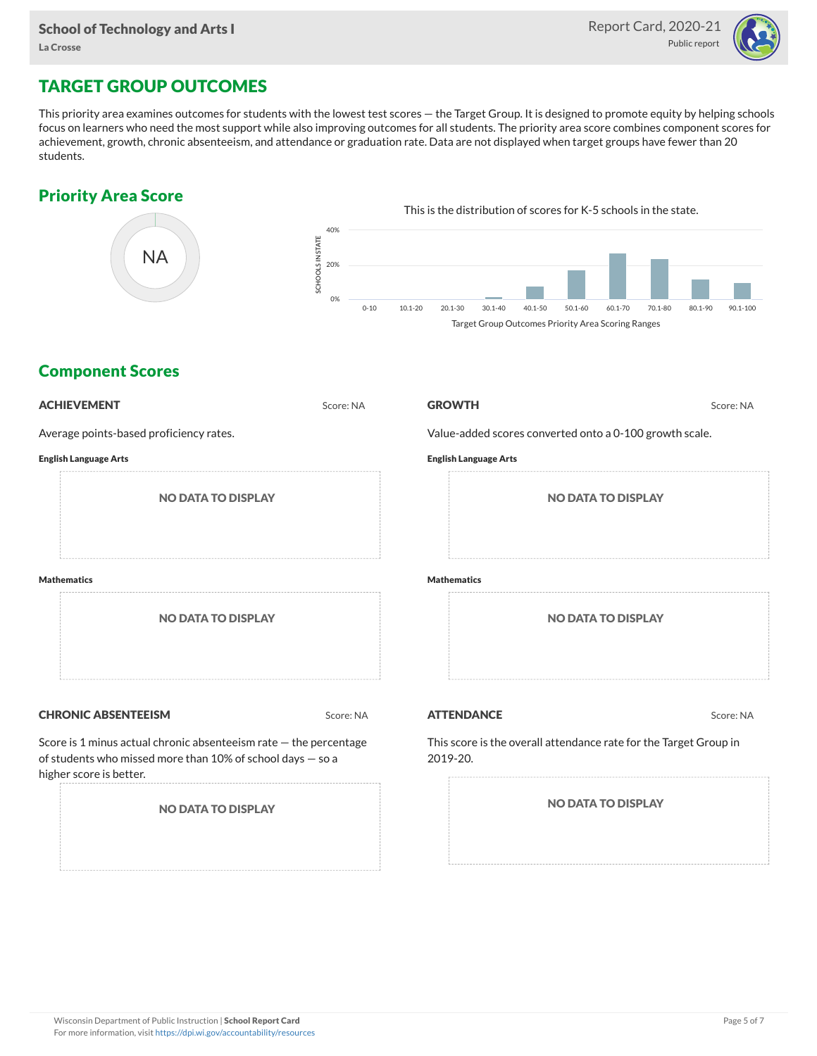## TARGET GROUP OUTCOMES

This priority area examines outcomes for students with the lowest test scores — the Target Group. It is designed to promote equity by helping schools focus on learners who need the most support while also improving outcomes for all students. The priority area score combines component scores for achievement, growth, chronic absenteeism, and attendance or graduation rate. Data are not displayed when target groups have fewer than 20 students.

### Priority Area Score

NA

This is the distribution of scores for K-5 schools in the state.

Target Group Outcomes Priority Area Scoring Ranges

### Component Scores

#### ACHIEVEMENT

Score: NA

Average points-based proficiency rates.

**English Language Arts**

NO DATA TO DISPLAY

**Mathematics**

NO DATA TO DISPLAY

#### GROWTH

Score: NA

Value-added scores converted onto a 0-100 growth scale.

**English Language Arts**

NO DATA TO DISPLAY

**Mathematics**

NO DATA TO DISPLAY

#### CHRONIC ABSENTEEISM

Score: NA

Score is 1 minus actual chronic absenteeism rate — the percentage of students who missed more than 10% of school days — so a higher score is better.

NO DATA TO DISPLAY

#### ATTENDANCE

Score: NA

This score is the overall attendance rate for the Target Group in 2019-20.

NO DATA TO DISPLAY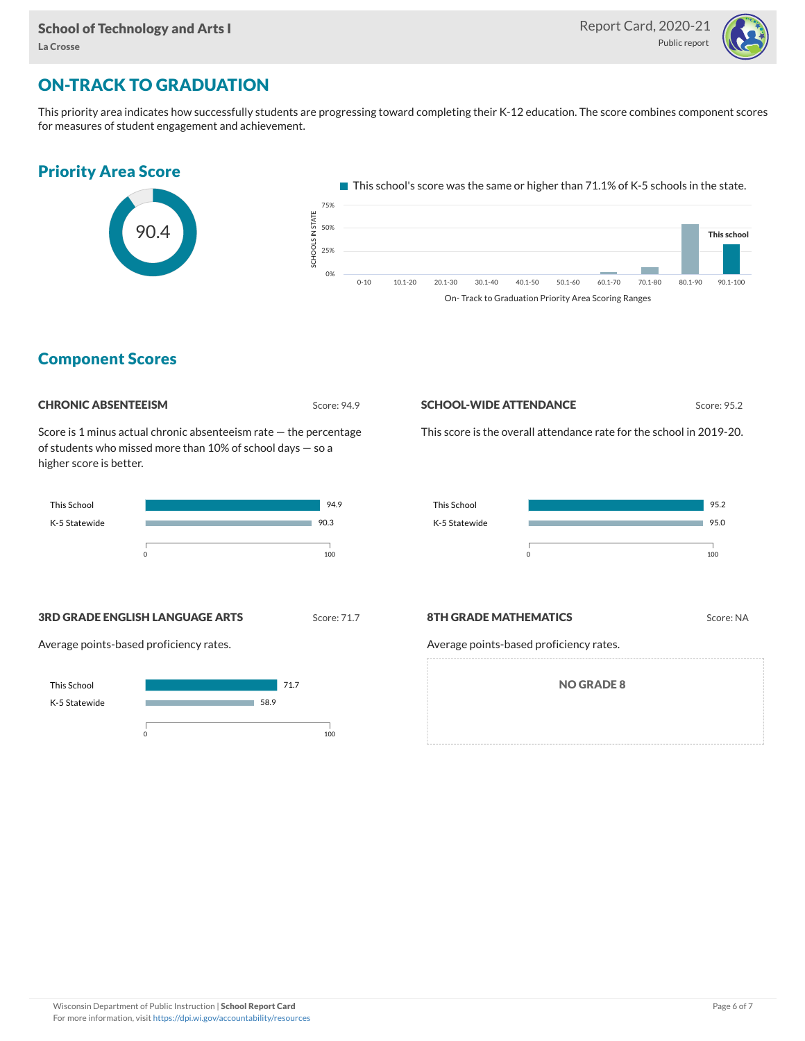# ON-TRACK TO GRADUATION

This priority area indicates how successfully students are progressing toward completing their K-12 education. The score combines component scores for measures of student engagement and achievement.

## Priority Area Score

90.4

This school's score was the same or higher than 71.1% of K-5 schools in the state.

## Component Scores

### CHRONIC ABSENTEEISM

Score: 94.9

Score is 1 minus actual chronic absenteeism rate — the percentage of students who missed more than 10% of school days — so a higher score is better.

| | Score |
|---|---|
| This School | 94.9 |
| K-5 Statewide | 90.3 |

### SCHOOL-WIDE ATTENDANCE

Score: 95.2

This score is the overall attendance rate for the school in 2019-20.

| | Score |
|---|---|
| This School | 95.2 |
| K-5 Statewide | 95.0 |

### 3RD GRADE ENGLISH LANGUAGE ARTS

Score: 71.7

Average points-based proficiency rates.

| | Score |
|---|---|
| This School | 71.7 |
| K-5 Statewide | 58.9 |

### 8TH GRADE MATHEMATICS

Score: NA

Average points-based proficiency rates.

NO GRADE 8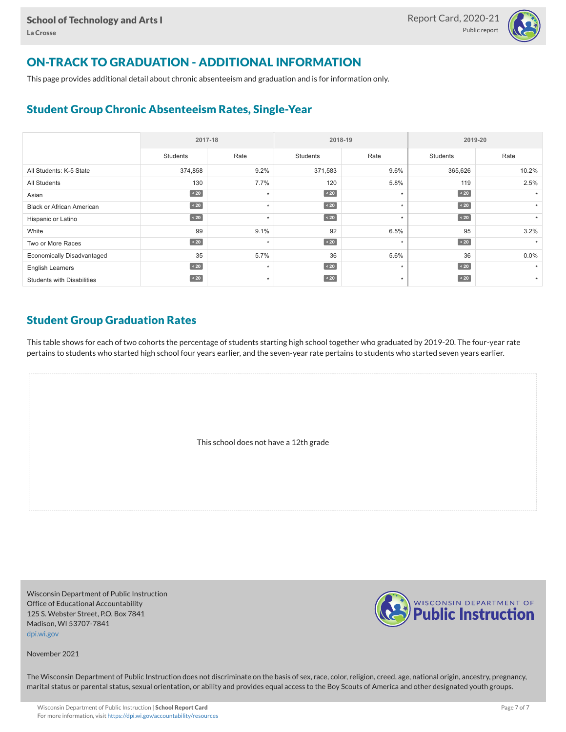## ON-TRACK TO GRADUATION - ADDITIONAL INFORMATION

This page provides additional detail about chronic absenteeism and graduation and is for information only.

### Student Group Chronic Absenteeism Rates, Single-Year

| | 2017-18 | | 2018-19 | | 2019-20 | |
|---|---|---|---|---|---|---|
| | Students | Rate | Students | Rate | Students | Rate |
| All Students: K-5 State | 374,858 | 9.2% | 371,583 | 9.6% | 365,626 | 10.2% |
| All Students | 130 | 7.7% | 120 | 5.8% | 119 | 2.5% |
| Asian | < 20 | * | < 20 | * | < 20 | * |
| Black or African American | < 20 | * | < 20 | * | < 20 | * |
| Hispanic or Latino | < 20 | * | < 20 | * | < 20 | * |
| White | 99 | 9.1% | 92 | 6.5% | 95 | 3.2% |
| Two or More Races | < 20 | * | < 20 | * | < 20 | * |
| Economically Disadvantaged | 35 | 5.7% | 36 | 5.6% | 36 | 0.0% |
| English Learners | < 20 | * | < 20 | * | < 20 | * |
| Students with Disabilities | < 20 | * | < 20 | * | < 20 | * |

### Student Group Graduation Rates

This table shows for each of two cohorts the percentage of students starting high school together who graduated by 2019-20. The four-year rate pertains to students who started high school four years earlier, and the seven-year rate pertains to students who started seven years earlier.

This school does not have a 12th grade

Wisconsin Department of Public Instruction
Office of Educational Accountability
125 S. Webster Street, P.O. Box 7841
Madison, WI 53707-7841
dpi.wi.gov

November 2021

The Wisconsin Department of Public Instruction does not discriminate on the basis of sex, race, color, religion, creed, age, national origin, ancestry, pregnancy, marital status or parental status, sexual orientation, or ability and provides equal access to the Boy Scouts of America and other designated youth groups.